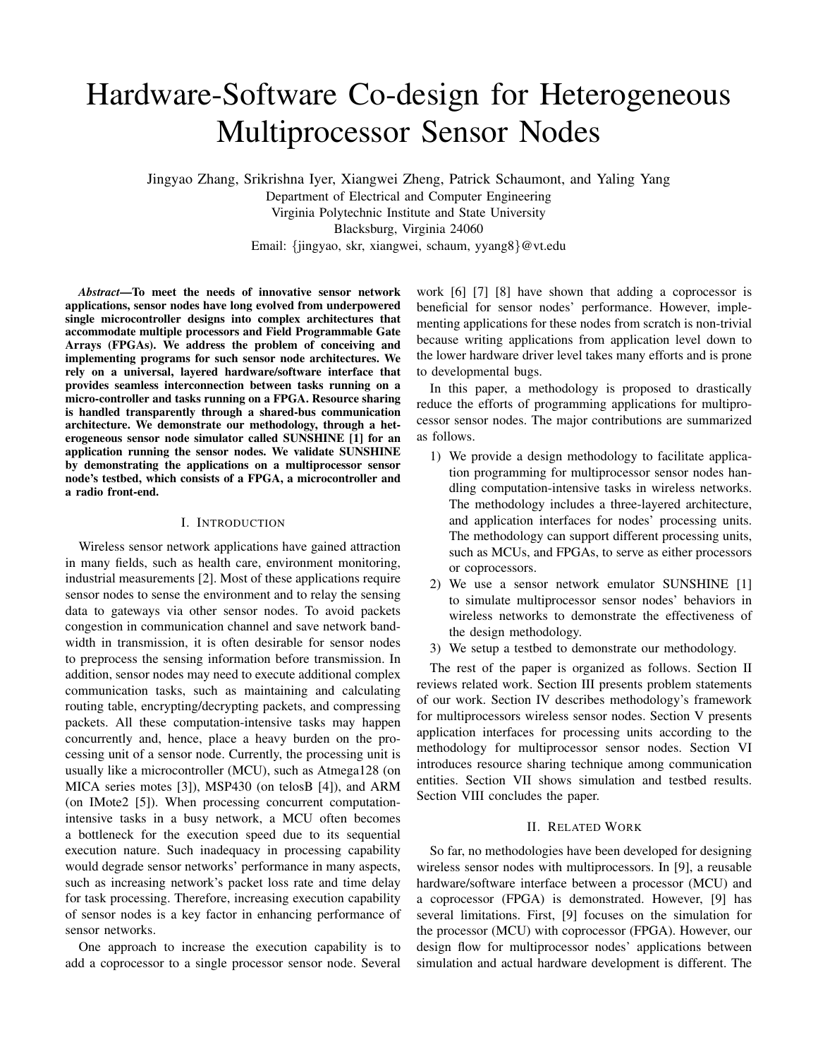# Hardware-Software Co-design for Heterogeneous Multiprocessor Sensor Nodes

Jingyao Zhang, Srikrishna Iyer, Xiangwei Zheng, Patrick Schaumont, and Yaling Yang
Department of Electrical and Computer Engineering
Virginia Polytechnic Institute and State University
Blacksburg, Virginia 24060
Email: {jingyao, skr, xiangwei, schaum, yyang8}@vt.edu

***Abstract*—To meet the needs of innovative sensor network applications, sensor nodes have long evolved from underpowered single microcontroller designs into complex architectures that accommodate multiple processors and Field Programmable Gate Arrays (FPGAs). We address the problem of conceiving and implementing programs for such sensor node architectures. We rely on a universal, layered hardware/software interface that provides seamless interconnection between tasks running on a micro-controller and tasks running on a FPGA. Resource sharing is handled transparently through a shared-bus communication architecture. We demonstrate our methodology, through a heterogeneous sensor node simulator called SUNSHINE [1] for an application running the sensor nodes. We validate SUNSHINE by demonstrating the applications on a multiprocessor sensor node's testbed, which consists of a FPGA, a microcontroller and a radio front-end.**

## I. Introduction

Wireless sensor network applications have gained attraction in many fields, such as health care, environment monitoring, industrial measurements [2]. Most of these applications require sensor nodes to sense the environment and to relay the sensing data to gateways via other sensor nodes. To avoid packets congestion in communication channel and save network bandwidth in transmission, it is often desirable for sensor nodes to preprocess the sensing information before transmission. In addition, sensor nodes may need to execute additional complex communication tasks, such as maintaining and calculating routing table, encrypting/decrypting packets, and compressing packets. All these computation-intensive tasks may happen concurrently and, hence, place a heavy burden on the processing unit of a sensor node. Currently, the processing unit is usually like a microcontroller (MCU), such as Atmega128 (on MICA series motes [3]), MSP430 (on telosB [4]), and ARM (on IMote2 [5]). When processing concurrent computation-intensive tasks in a busy network, a MCU often becomes a bottleneck for the execution speed due to its sequential execution nature. Such inadequacy in processing capability would degrade sensor networks' performance in many aspects, such as increasing network's packet loss rate and time delay for task processing. Therefore, increasing execution capability of sensor nodes is a key factor in enhancing performance of sensor networks.

One approach to increase the execution capability is to add a coprocessor to a single processor sensor node. Several work [6] [7] [8] have shown that adding a coprocessor is beneficial for sensor nodes' performance. However, implementing applications for these nodes from scratch is non-trivial because writing applications from application level down to the lower hardware driver level takes many efforts and is prone to developmental bugs.

In this paper, a methodology is proposed to drastically reduce the efforts of programming applications for multiprocessor sensor nodes. The major contributions are summarized as follows.

1) We provide a design methodology to facilitate application programming for multiprocessor sensor nodes handling computation-intensive tasks in wireless networks. The methodology includes a three-layered architecture, and application interfaces for nodes' processing units. The methodology can support different processing units, such as MCUs, and FPGAs, to serve as either processors or coprocessors.
2) We use a sensor network emulator SUNSHINE [1] to simulate multiprocessor sensor nodes' behaviors in wireless networks to demonstrate the effectiveness of the design methodology.
3) We setup a testbed to demonstrate our methodology.

The rest of the paper is organized as follows. Section II reviews related work. Section III presents problem statements of our work. Section IV describes methodology's framework for multiprocessors wireless sensor nodes. Section V presents application interfaces for processing units according to the methodology for multiprocessor sensor nodes. Section VI introduces resource sharing technique among communication entities. Section VII shows simulation and testbed results. Section VIII concludes the paper.

## II. Related Work

So far, no methodologies have been developed for designing wireless sensor nodes with multiprocessors. In [9], a reusable hardware/software interface between a processor (MCU) and a coprocessor (FPGA) is demonstrated. However, [9] has several limitations. First, [9] focuses on the simulation for the processor (MCU) with coprocessor (FPGA). However, our design flow for multiprocessor nodes' applications between simulation and actual hardware development is different. The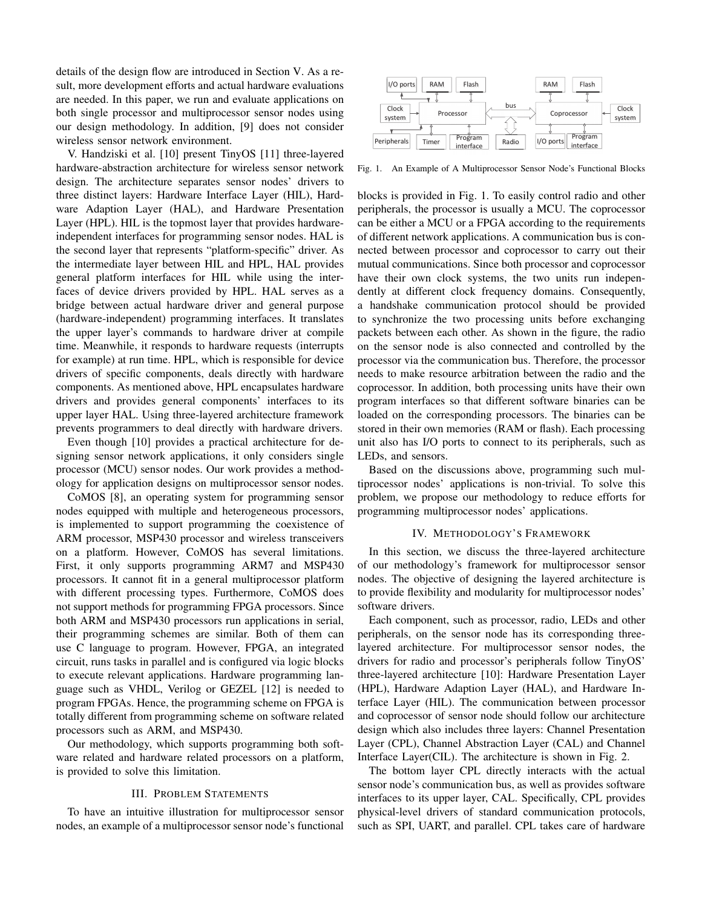details of the design flow are introduced in Section V. As a result, more development efforts and actual hardware evaluations are needed. In this paper, we run and evaluate applications on both single processor and multiprocessor sensor nodes using our design methodology. In addition, [9] does not consider wireless sensor network environment.

V. Handziski et al. [10] present TinyOS [11] three-layered hardware-abstraction architecture for wireless sensor network design. The architecture separates sensor nodes' drivers to three distinct layers: Hardware Interface Layer (HIL), Hardware Adaption Layer (HAL), and Hardware Presentation Layer (HPL). HIL is the topmost layer that provides hardware-independent interfaces for programming sensor nodes. HAL is the second layer that represents "platform-specific" driver. As the intermediate layer between HIL and HPL, HAL provides general platform interfaces for HIL while using the interfaces of device drivers provided by HPL. HAL serves as a bridge between actual hardware driver and general purpose (hardware-independent) programming interfaces. It translates the upper layer's commands to hardware driver at compile time. Meanwhile, it responds to hardware requests (interrupts for example) at run time. HPL, which is responsible for device drivers of specific components, deals directly with hardware components. As mentioned above, HPL encapsulates hardware drivers and provides general components' interfaces to its upper layer HAL. Using three-layered architecture framework prevents programmers to deal directly with hardware drivers.

Even though [10] provides a practical architecture for designing sensor network applications, it only considers single processor (MCU) sensor nodes. Our work provides a methodology for application designs on multiprocessor sensor nodes.

CoMOS [8], an operating system for programming sensor nodes equipped with multiple and heterogeneous processors, is implemented to support programming the coexistence of ARM processor, MSP430 processor and wireless transceivers on a platform. However, CoMOS has several limitations. First, it only supports programming ARM7 and MSP430 processors. It cannot fit in a general multiprocessor platform with different processing types. Furthermore, CoMOS does not support methods for programming FPGA processors. Since both ARM and MSP430 processors run applications in serial, their programming schemes are similar. Both of them can use C language to program. However, FPGA, an integrated circuit, runs tasks in parallel and is configured via logic blocks to execute relevant applications. Hardware programming language such as VHDL, Verilog or GEZEL [12] is needed to program FPGAs. Hence, the programming scheme on FPGA is totally different from programming scheme on software related processors such as ARM, and MSP430.

Our methodology, which supports programming both software related and hardware related processors on a platform, is provided to solve this limitation.

## III. Problem Statements

To have an intuitive illustration for multiprocessor sensor nodes, an example of a multiprocessor sensor node's functional blocks is provided in Fig. 1. To easily control radio and other peripherals, the processor is usually a MCU. The coprocessor can be either a MCU or a FPGA according to the requirements of different network applications. A communication bus is connected between processor and coprocessor to carry out their mutual communications. Since both processor and coprocessor have their own clock systems, the two units run independently at different clock frequency domains. Consequently, a handshake communication protocol should be provided to synchronize the two processing units before exchanging packets between each other. As shown in the figure, the radio on the sensor node is also connected and controlled by the processor via the communication bus. Therefore, the processor needs to make resource arbitration between the radio and the coprocessor. In addition, both processing units have their own program interfaces so that different software binaries can be loaded on the corresponding processors. The binaries can be stored in their own memories (RAM or flash). Each processing unit also has I/O ports to connect to its peripherals, such as LEDs, and sensors.

Fig. 1. An Example of A Multiprocessor Sensor Node's Functional Blocks

Based on the discussions above, programming such multiprocessor nodes' applications is non-trivial. To solve this problem, we propose our methodology to reduce efforts for programming multiprocessor nodes' applications.

## IV. Methodology's Framework

In this section, we discuss the three-layered architecture of our methodology's framework for multiprocessor sensor nodes. The objective of designing the layered architecture is to provide flexibility and modularity for multiprocessor nodes' software drivers.

Each component, such as processor, radio, LEDs and other peripherals, on the sensor node has its corresponding three-layered architecture. For multiprocessor sensor nodes, the drivers for radio and processor's peripherals follow TinyOS' three-layered architecture [10]: Hardware Presentation Layer (HPL), Hardware Adaption Layer (HAL), and Hardware Interface Layer (HIL). The communication between processor and coprocessor of sensor node should follow our architecture design which also includes three layers: Channel Presentation Layer (CPL), Channel Abstraction Layer (CAL) and Channel Interface Layer(CIL). The architecture is shown in Fig. 2.

The bottom layer CPL directly interacts with the actual sensor node's communication bus, as well as provides software interfaces to its upper layer, CAL. Specifically, CPL provides physical-level drivers of standard communication protocols, such as SPI, UART, and parallel. CPL takes care of hardware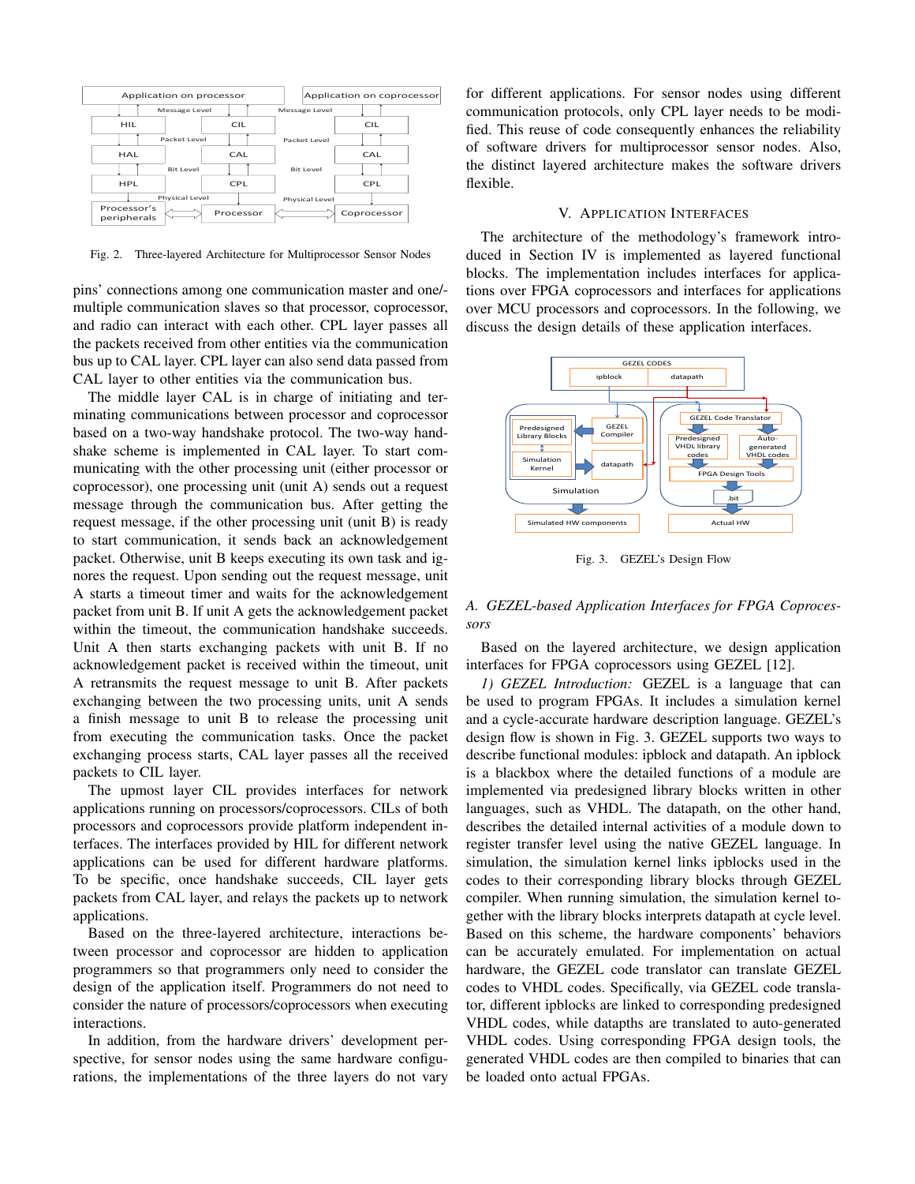Fig. 2. Three-layered Architecture for Multiprocessor Sensor Nodes

pins' connections among one communication master and one/-multiple communication slaves so that processor, coprocessor, and radio can interact with each other. CPL layer passes all the packets received from other entities via the communication bus up to CAL layer. CPL layer can also send data passed from CAL layer to other entities via the communication bus.

The middle layer CAL is in charge of initiating and terminating communications between processor and coprocessor based on a two-way handshake protocol. The two-way handshake scheme is implemented in CAL layer. To start communicating with the other processing unit (either processor or coprocessor), one processing unit (unit A) sends out a request message through the communication bus. After getting the request message, if the other processing unit (unit B) is ready to start communication, it sends back an acknowledgement packet. Otherwise, unit B keeps executing its own task and ignores the request. Upon sending out the request message, unit A starts a timeout timer and waits for the acknowledgement packet from unit B. If unit A gets the acknowledgement packet within the timeout, the communication handshake succeeds. Unit A then starts exchanging packets with unit B. If no acknowledgement packet is received within the timeout, unit A retransmits the request message to unit B. After packets exchanging between the two processing units, unit A sends a finish message to unit B to release the processing unit from executing the communication tasks. Once the packet exchanging process starts, CAL layer passes all the received packets to CIL layer.

The upmost layer CIL provides interfaces for network applications running on processors/coprocessors. CILs of both processors and coprocessors provide platform independent interfaces. The interfaces provided by HIL for different network applications can be used for different hardware platforms. To be specific, once handshake succeeds, CIL layer gets packets from CAL layer, and relays the packets up to network applications.

Based on the three-layered architecture, interactions between processor and coprocessor are hidden to application programmers so that programmers only need to consider the design of the application itself. Programmers do not need to consider the nature of processors/coprocessors when executing interactions.

In addition, from the hardware drivers' development perspective, for sensor nodes using the same hardware configurations, the implementations of the three layers do not vary for different applications. For sensor nodes using different communication protocols, only CPL layer needs to be modified. This reuse of code consequently enhances the reliability of software drivers for multiprocessor sensor nodes. Also, the distinct layered architecture makes the software drivers flexible.

## V. Application Interfaces

The architecture of the methodology's framework introduced in Section IV is implemented as layered functional blocks. The implementation includes interfaces for applications over FPGA coprocessors and interfaces for applications over MCU processors and coprocessors. In the following, we discuss the design details of these application interfaces.

Fig. 3. GEZEL's Design Flow

### A. GEZEL-based Application Interfaces for FPGA Coprocessors

Based on the layered architecture, we design application interfaces for FPGA coprocessors using GEZEL [12].

*1) GEZEL Introduction:* GEZEL is a language that can be used to program FPGAs. It includes a simulation kernel and a cycle-accurate hardware description language. GEZEL's design flow is shown in Fig. 3. GEZEL supports two ways to describe functional modules: ipblock and datapath. An ipblock is a blackbox where the detailed functions of a module are implemented via predesigned library blocks written in other languages, such as VHDL. The datapath, on the other hand, describes the detailed internal activities of a module down to register transfer level using the native GEZEL language. In simulation, the simulation kernel links ipblocks used in the codes to their corresponding library blocks through GEZEL compiler. When running simulation, the simulation kernel together with the library blocks interprets datapath at cycle level. Based on this scheme, the hardware components' behaviors can be accurately emulated. For implementation on actual hardware, the GEZEL code translator can translate GEZEL codes to VHDL codes. Specifically, via GEZEL code translator, different ipblocks are linked to corresponding predesigned VHDL codes, while datapths are translated to auto-generated VHDL codes. Using corresponding FPGA design tools, the generated VHDL codes are then compiled to binaries that can be loaded onto actual FPGAs.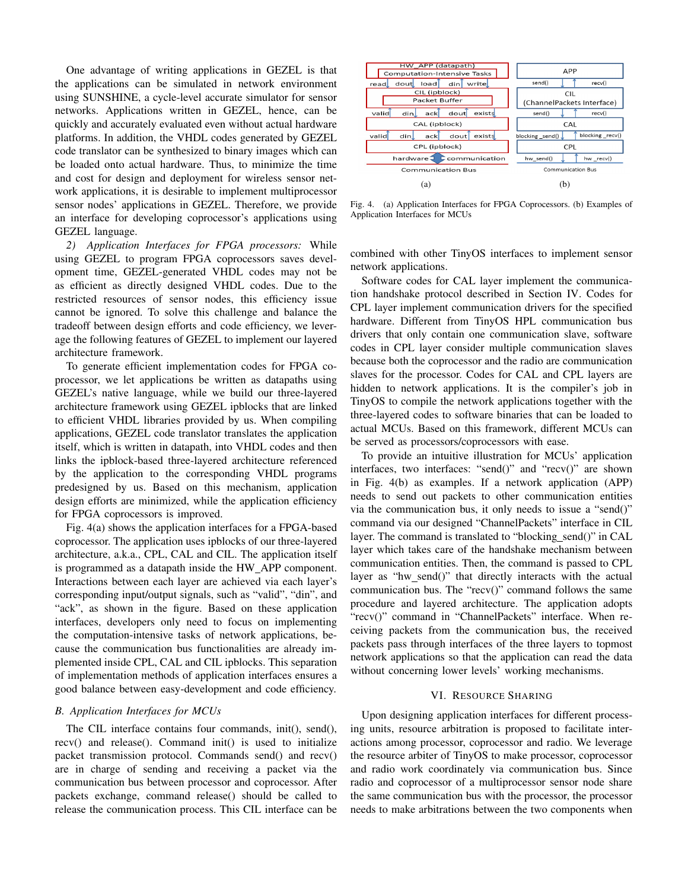One advantage of writing applications in GEZEL is that the applications can be simulated in network environment using SUNSHINE, a cycle-level accurate simulator for sensor networks. Applications written in GEZEL, hence, can be quickly and accurately evaluated even without actual hardware platforms. In addition, the VHDL codes generated by GEZEL code translator can be synthesized to binary images which can be loaded onto actual hardware. Thus, to minimize the time and cost for design and deployment for wireless sensor network applications, it is desirable to implement multiprocessor sensor nodes' applications in GEZEL. Therefore, we provide an interface for developing coprocessor's applications using GEZEL language.

*2) Application Interfaces for FPGA processors:* While using GEZEL to program FPGA coprocessors saves development time, GEZEL-generated VHDL codes may not be as efficient as directly designed VHDL codes. Due to the restricted resources of sensor nodes, this efficiency issue cannot be ignored. To solve this challenge and balance the tradeoff between design efforts and code efficiency, we leverage the following features of GEZEL to implement our layered architecture framework.

To generate efficient implementation codes for FPGA coprocessor, we let applications be written as datapaths using GEZEL's native language, while we build our three-layered architecture framework using GEZEL ipblocks that are linked to efficient VHDL libraries provided by us. When compiling applications, GEZEL code translator translates the application itself, which is written in datapath, into VHDL codes and then links the ipblock-based three-layered architecture referenced by the application to the corresponding VHDL programs predesigned by us. Based on this mechanism, application design efforts are minimized, while the application efficiency for FPGA coprocessors is improved.

Fig. 4(a) shows the application interfaces for a FPGA-based coprocessor. The application uses ipblocks of our three-layered architecture, a.k.a., CPL, CAL and CIL. The application itself is programmed as a datapath inside the HW_APP component. Interactions between each layer are achieved via each layer's corresponding input/output signals, such as "valid", "din", and "ack", as shown in the figure. Based on these application interfaces, developers only need to focus on implementing the computation-intensive tasks of network applications, because the communication bus functionalities are already implemented inside CPL, CAL and CIL ipblocks. This separation of implementation methods of application interfaces ensures a good balance between easy-development and code efficiency.

### B. Application Interfaces for MCUs

The CIL interface contains four commands, init(), send(), recv() and release(). Command init() is used to initialize packet transmission protocol. Commands send() and recv() are in charge of sending and receiving a packet via the communication bus between processor and coprocessor. After packets exchange, command release() should be called to release the communication process. This CIL interface can be combined with other TinyOS interfaces to implement sensor network applications.

HW_APP (datapath)
Computation-Intensive Tasks
read dout load din write
CIL (ipblock)
Packet Buffer
valid din ack dout exists
CAL (ipblock)
valid din ack dout exists
CPL (ipblock)
hardware communication
Communication Bus
(a)

APP
send() recv()
CIL
(ChannelPackets Interface)
send() recv()
CAL
blocking_send() blocking_recv()
CPL
hw_send() hw_recv()
Communication Bus
(b)

Fig. 4. (a) Application Interfaces for FPGA Coprocessors. (b) Examples of Application Interfaces for MCUs

Software codes for CAL layer implement the communication handshake protocol described in Section IV. Codes for CPL layer implement communication drivers for the specified hardware. Different from TinyOS HPL communication bus drivers that only contain one communication slave, software codes in CPL layer consider multiple communication slaves because both the coprocessor and the radio are communication slaves for the processor. Codes for CAL and CPL layers are hidden to network applications. It is the compiler's job in TinyOS to compile the network applications together with the three-layered codes to software binaries that can be loaded to actual MCUs. Based on this framework, different MCUs can be served as processors/coprocessors with ease.

To provide an intuitive illustration for MCUs' application interfaces, two interfaces: "send()" and "recv()" are shown in Fig. 4(b) as examples. If a network application (APP) needs to send out packets to other communication entities via the communication bus, it only needs to issue a "send()" command via our designed "ChannelPackets" interface in CIL layer. The command is translated to "blocking_send()" in CAL layer which takes care of the handshake mechanism between communication entities. Then, the command is passed to CPL layer as "hw_send()" that directly interacts with the actual communication bus. The "recv()" command follows the same procedure and layered architecture. The application adopts "recv()" command in "ChannelPackets" interface. When receiving packets from the communication bus, the received packets pass through interfaces of the three layers to topmost network applications so that the application can read the data without concerning lower levels' working mechanisms.

## VI. Resource Sharing

Upon designing application interfaces for different processing units, resource arbitration is proposed to facilitate interactions among processor, coprocessor and radio. We leverage the resource arbiter of TinyOS to make processor, coprocessor and radio work coordinately via communication bus. Since radio and coprocessor of a multiprocessor sensor node share the same communication bus with the processor, the processor needs to make arbitrations between the two components when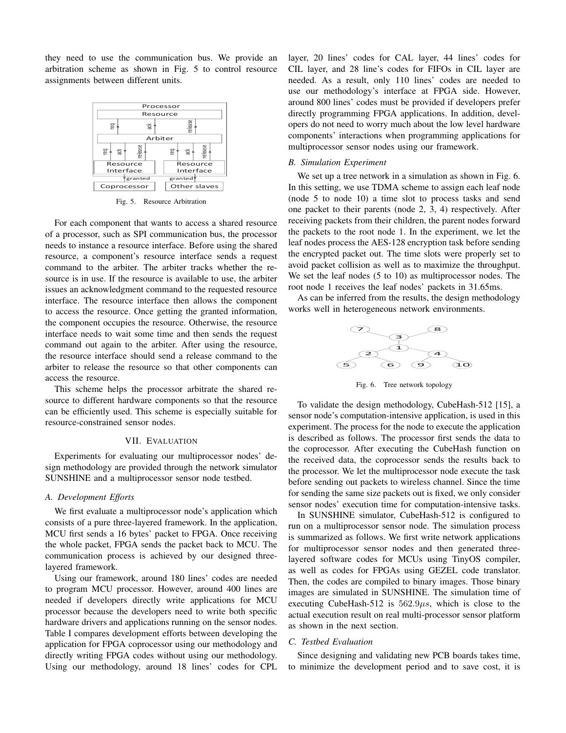they need to use the communication bus. We provide an arbitration scheme as shown in Fig. 5 to control resource assignments between different units.

Fig. 5. Resource Arbitration

For each component that wants to access a shared resource of a processor, such as SPI communication bus, the processor needs to instance a resource interface. Before using the shared resource, a component's resource interface sends a request command to the arbiter. The arbiter tracks whether the resource is in use. If the resource is available to use, the arbiter issues an acknowledgment command to the requested resource interface. The resource interface then allows the component to access the resource. Once getting the granted information, the component occupies the resource. Otherwise, the resource interface needs to wait some time and then sends the request command out again to the arbiter. After using the resource, the resource interface should send a release command to the arbiter to release the resource so that other components can access the resource.

This scheme helps the processor arbitrate the shared resource to different hardware components so that the resource can be efficiently used. This scheme is especially suitable for resource-constrained sensor nodes.

## VII. Evaluation

Experiments for evaluating our multiprocessor nodes' design methodology are provided through the network simulator SUNSHINE and a multiprocessor sensor node testbed.

### A. Development Efforts

We first evaluate a multiprocessor node's application which consists of a pure three-layered framework. In the application, MCU first sends a 16 bytes' packet to FPGA. Once receiving the whole packet, FPGA sends the packet back to MCU. The communication process is achieved by our designed three-layered framework.

Using our framework, around 180 lines' codes are needed to program MCU processor. However, around 400 lines are needed if developers directly write applications for MCU processor because the developers need to write both specific hardware drivers and applications running on the sensor nodes. Table I compares development efforts between developing the application for FPGA coprocessor using our methodology and directly writing FPGA codes without using our methodology. Using our methodology, around 18 lines' codes for CPL layer, 20 lines' codes for CAL layer, 44 lines' codes for CIL layer, and 28 line's codes for FIFOs in CIL layer are needed. As a result, only 110 lines' codes are needed to use our methodology's interface at FPGA side. However, around 800 lines' codes must be provided if developers prefer directly programming FPGA applications. In addition, developers do not need to worry much about the low level hardware components' interactions when programming applications for multiprocessor sensor nodes using our framework.

### B. Simulation Experiment

We set up a tree network in a simulation as shown in Fig. 6. In this setting, we use TDMA scheme to assign each leaf node (node 5 to node 10) a time slot to process tasks and send one packet to their parents (node 2, 3, 4) respectively. After receiving packets from their children, the parent nodes forward the packets to the root node 1. In the experiment, we let the leaf nodes process the AES-128 encryption task before sending the encrypted packet out. The time slots were properly set to avoid packet collision as well as to maximize the throughput. We set the leaf nodes (5 to 10) as multiprocessor nodes. The root node 1 receives the leaf nodes' packets in 31.65ms.

As can be inferred from the results, the design methodology works well in heterogeneous network environments.

Fig. 6. Tree network topology

To validate the design methodology, CubeHash-512 [15], a sensor node's computation-intensive application, is used in this experiment. The process for the node to execute the application is described as follows. The processor first sends the data to the coprocessor. After executing the CubeHash function on the received data, the coprocessor sends the results back to the processor. We let the multiprocessor node execute the task before sending out packets to wireless channel. Since the time for sending the same size packets out is fixed, we only consider sensor nodes' execution time for computation-intensive tasks.

In SUNSHINE simulator, CubeHash-512 is configured to run on a multiprocessor sensor node. The simulation process is summarized as follows. We first write network applications for multiprocessor sensor nodes and then generated three-layered software codes for MCUs using TinyOS compiler, as well as codes for FPGAs using GEZEL code translator. Then, the codes are compiled to binary images. Those binary images are simulated in SUNSHINE. The simulation time of executing CubeHash-512 is $562.9\mu s$, which is close to the actual execution result on real multi-processor sensor platform as shown in the next section.

### C. Testbed Evaluation

Since designing and validating new PCB boards takes time, to minimize the development period and to save cost, it is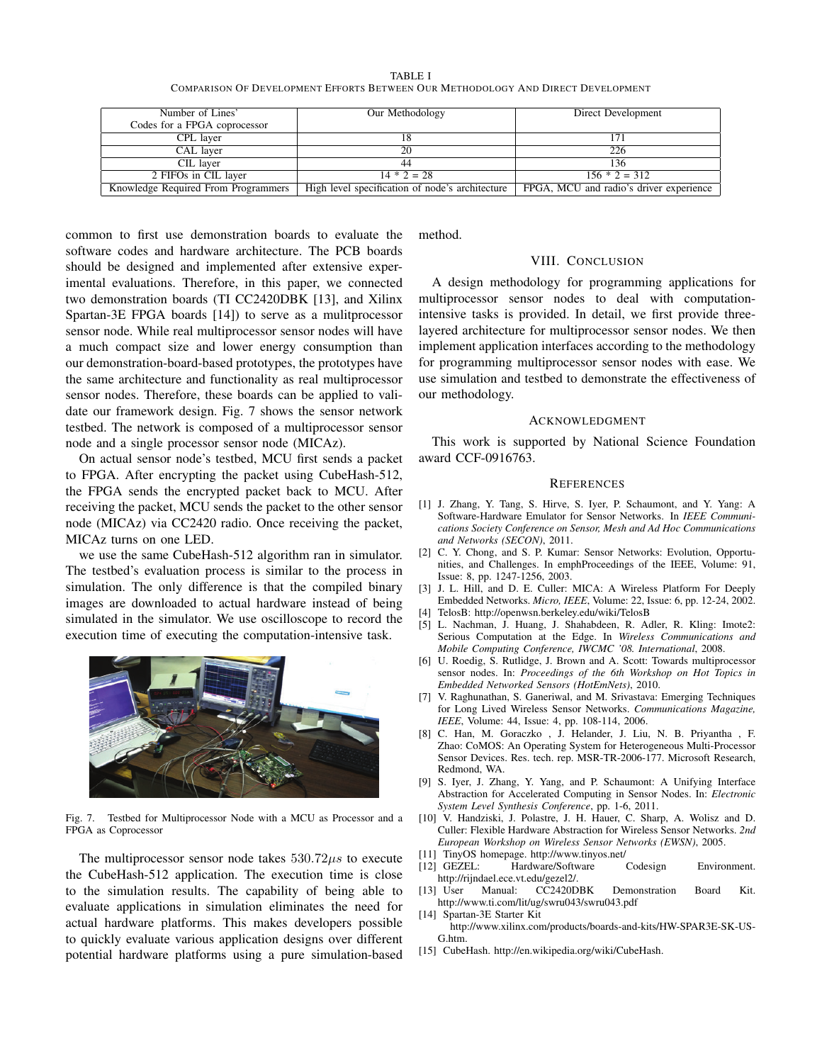TABLE I
Comparison Of Development Efforts Between Our Methodology And Direct Development

| Number of Lines' Codes for a FPGA coprocessor | Our Methodology | Direct Development |
|---|---|---|
| CPL layer | 18 | 171 |
| CAL layer | 20 | 226 |
| CIL layer | 44 | 136 |
| 2 FIFOs in CIL layer | 14 * 2 = 28 | 156 * 2 = 312 |
| Knowledge Required From Programmers | High level specification of node's architecture | FPGA, MCU and radio's driver experience |

common to first use demonstration boards to evaluate the software codes and hardware architecture. The PCB boards should be designed and implemented after extensive experimental evaluations. Therefore, in this paper, we connected two demonstration boards (TI CC2420DBK [13], and Xilinx Spartan-3E FPGA boards [14]) to serve as a mulitprocessor sensor node. While real multiprocessor sensor nodes will have a much compact size and lower energy consumption than our demonstration-board-based prototypes, the prototypes have the same architecture and functionality as real multiprocessor sensor nodes. Therefore, these boards can be applied to validate our framework design. Fig. 7 shows the sensor network testbed. The network is composed of a multiprocessor sensor node and a single processor sensor node (MICAz).

On actual sensor node's testbed, MCU first sends a packet to FPGA. After encrypting the packet using CubeHash-512, the FPGA sends the encrypted packet back to MCU. After receiving the packet, MCU sends the packet to the other sensor node (MICAz) via CC2420 radio. Once receiving the packet, MICAz turns on one LED.

we use the same CubeHash-512 algorithm ran in simulator. The testbed's evaluation process is similar to the process in simulation. The only difference is that the compiled binary images are downloaded to actual hardware instead of being simulated in the simulator. We use oscilloscope to record the execution time of executing the computation-intensive task.

Fig. 7. Testbed for Multiprocessor Node with a MCU as Processor and a FPGA as Coprocessor

The multiprocessor sensor node takes $530.72\mu s$ to execute the CubeHash-512 application. The execution time is close to the simulation results. The capability of being able to evaluate applications in simulation eliminates the need for actual hardware platforms. This makes developers possible to quickly evaluate various application designs over different potential hardware platforms using a pure simulation-based method.

## VIII. Conclusion

A design methodology for programming applications for multiprocessor sensor nodes to deal with computation-intensive tasks is provided. In detail, we first provide three-layered architecture for multiprocessor sensor nodes. We then implement application interfaces according to the methodology for programming multiprocessor sensor nodes with ease. We use simulation and testbed to demonstrate the effectiveness of our methodology.

## Acknowledgment

This work is supported by National Science Foundation award CCF-0916763.

## References

[1] J. Zhang, Y. Tang, S. Hirve, S. Iyer, P. Schaumont, and Y. Yang: A Software-Hardware Emulator for Sensor Networks. In *IEEE Communications Society Conference on Sensor, Mesh and Ad Hoc Communications and Networks (SECON)*, 2011.

[2] C. Y. Chong, and S. P. Kumar: Sensor Networks: Evolution, Opportunities, and Challenges. In emphProceedings of the IEEE, Volume: 91, Issue: 8, pp. 1247-1256, 2003.

[3] J. L. Hill, and D. E. Culler: MICA: A Wireless Platform For Deeply Embedded Networks. *Micro, IEEE*, Volume: 22, Issue: 6, pp. 12-24, 2002.

[4] TelosB: http://openwsn.berkeley.edu/wiki/TelosB

[5] L. Nachman, J. Huang, J. Shahabdeen, R. Adler, R. Kling: Imote2: Serious Computation at the Edge. In *Wireless Communications and Mobile Computing Conference, IWCMC '08. International*, 2008.

[6] U. Roedig, S. Rutlidge, J. Brown and A. Scott: Towards multiprocessor sensor nodes. In: *Proceedings of the 6th Workshop on Hot Topics in Embedded Networked Sensors (HotEmNets)*, 2010.

[7] V. Raghunathan, S. Ganeriwal, and M. Srivastava: Emerging Techniques for Long Lived Wireless Sensor Networks. *Communications Magazine, IEEE*, Volume: 44, Issue: 4, pp. 108-114, 2006.

[8] C. Han, M. Goraczko , J. Helander, J. Liu, N. B. Priyantha , F. Zhao: CoMOS: An Operating System for Heterogeneous Multi-Processor Sensor Devices. Res. tech. rep. MSR-TR-2006-177. Microsoft Research, Redmond, WA.

[9] S. Iyer, J. Zhang, Y. Yang, and P. Schaumont: A Unifying Interface Abstraction for Accelerated Computing in Sensor Nodes. In: *Electronic System Level Synthesis Conference*, pp. 1-6, 2011.

[10] V. Handziski, J. Polastre, J. H. Hauer, C. Sharp, A. Wolisz and D. Culler: Flexible Hardware Abstraction for Wireless Sensor Networks. *2nd European Workshop on Wireless Sensor Networks (EWSN)*, 2005.

[11] TinyOS homepage. http://www.tinyos.net/

[12] GEZEL: Hardware/Software Codesign Environment. http://rijndael.ece.vt.edu/gezel2/.

[13] User Manual: CC2420DBK Demonstration Board Kit. http://www.ti.com/lit/ug/swru043/swru043.pdf

[14] Spartan-3E Starter Kit http://www.xilinx.com/products/boards-and-kits/HW-SPAR3E-SK-US-G.htm.

[15] CubeHash. http://en.wikipedia.org/wiki/CubeHash.